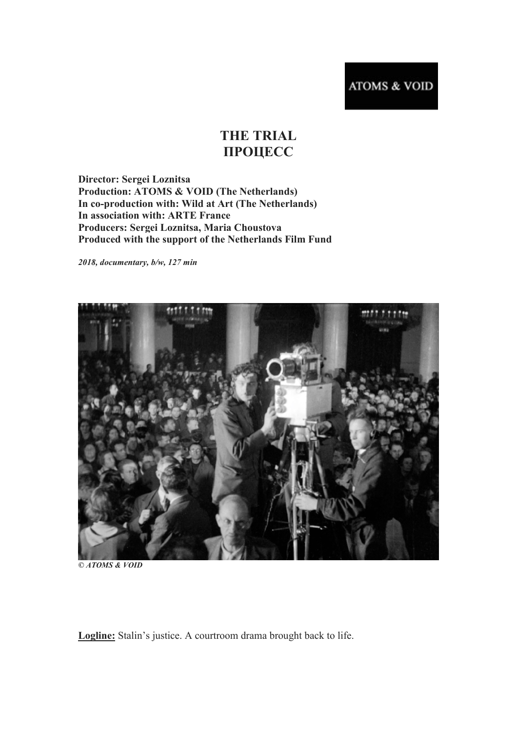ATOMS & VOID

# THE TRIAL
# ПРОЦЕСС

**Director: Sergei Loznitsa**
**Production: ATOMS & VOID (The Netherlands)**
**In co-production with: Wild at Art (The Netherlands)**
**In association with: ARTE France**
**Producers: Sergei Loznitsa, Maria Choustova**
**Produced with the support of the Netherlands Film Fund**

***2018, documentary, b/w, 127 min***

***© ATOMS & VOID***

**Logline:** Stalin's justice. A courtroom drama brought back to life.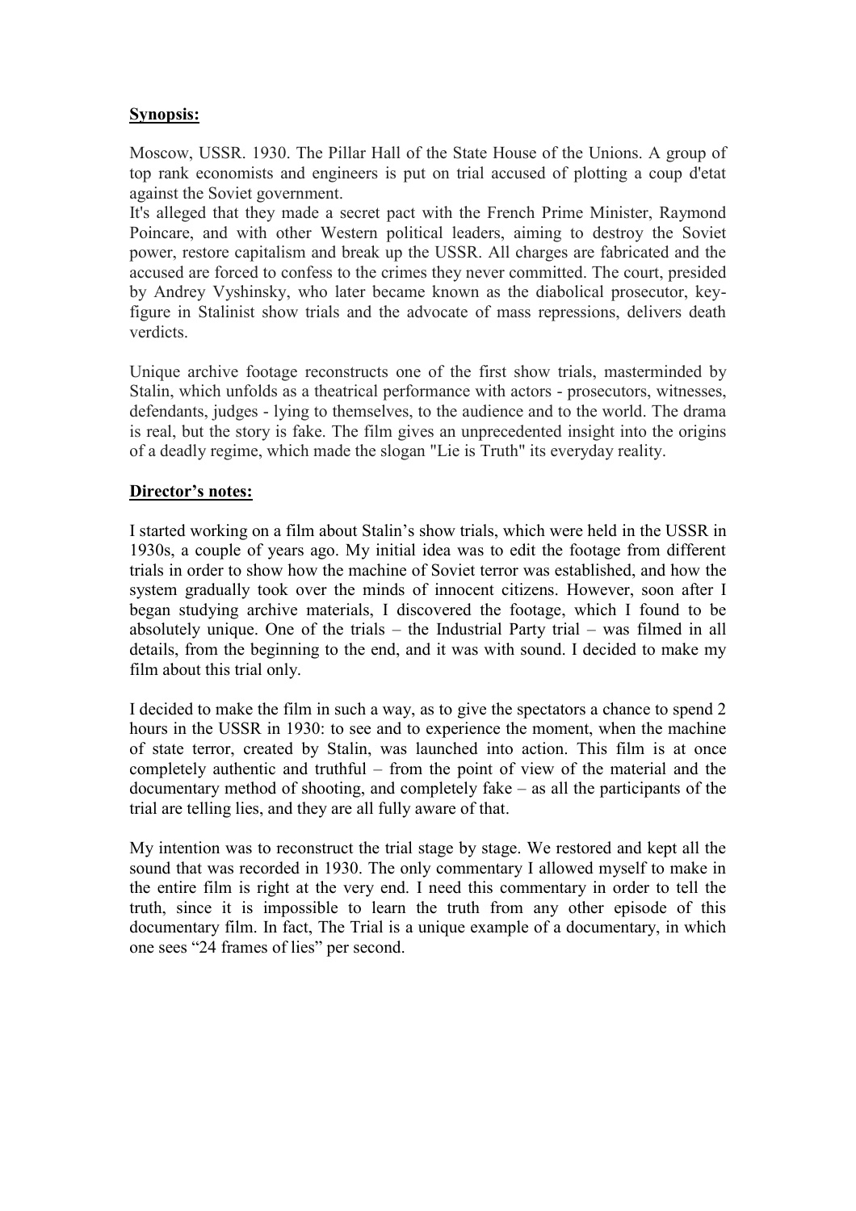**Synopsis:**

Moscow, USSR. 1930. The Pillar Hall of the State House of the Unions. A group of top rank economists and engineers is put on trial accused of plotting a coup d'etat against the Soviet government.

It's alleged that they made a secret pact with the French Prime Minister, Raymond Poincare, and with other Western political leaders, aiming to destroy the Soviet power, restore capitalism and break up the USSR. All charges are fabricated and the accused are forced to confess to the crimes they never committed. The court, presided by Andrey Vyshinsky, who later became known as the diabolical prosecutor, key-figure in Stalinist show trials and the advocate of mass repressions, delivers death verdicts.

Unique archive footage reconstructs one of the first show trials, masterminded by Stalin, which unfolds as a theatrical performance with actors - prosecutors, witnesses, defendants, judges - lying to themselves, to the audience and to the world. The drama is real, but the story is fake. The film gives an unprecedented insight into the origins of a deadly regime, which made the slogan "Lie is Truth" its everyday reality.

**Director's notes:**

I started working on a film about Stalin's show trials, which were held in the USSR in 1930s, a couple of years ago. My initial idea was to edit the footage from different trials in order to show how the machine of Soviet terror was established, and how the system gradually took over the minds of innocent citizens. However, soon after I began studying archive materials, I discovered the footage, which I found to be absolutely unique. One of the trials – the Industrial Party trial – was filmed in all details, from the beginning to the end, and it was with sound. I decided to make my film about this trial only.

I decided to make the film in such a way, as to give the spectators a chance to spend 2 hours in the USSR in 1930: to see and to experience the moment, when the machine of state terror, created by Stalin, was launched into action. This film is at once completely authentic and truthful – from the point of view of the material and the documentary method of shooting, and completely fake – as all the participants of the trial are telling lies, and they are all fully aware of that.

My intention was to reconstruct the trial stage by stage. We restored and kept all the sound that was recorded in 1930. The only commentary I allowed myself to make in the entire film is right at the very end. I need this commentary in order to tell the truth, since it is impossible to learn the truth from any other episode of this documentary film. In fact, The Trial is a unique example of a documentary, in which one sees "24 frames of lies" per second.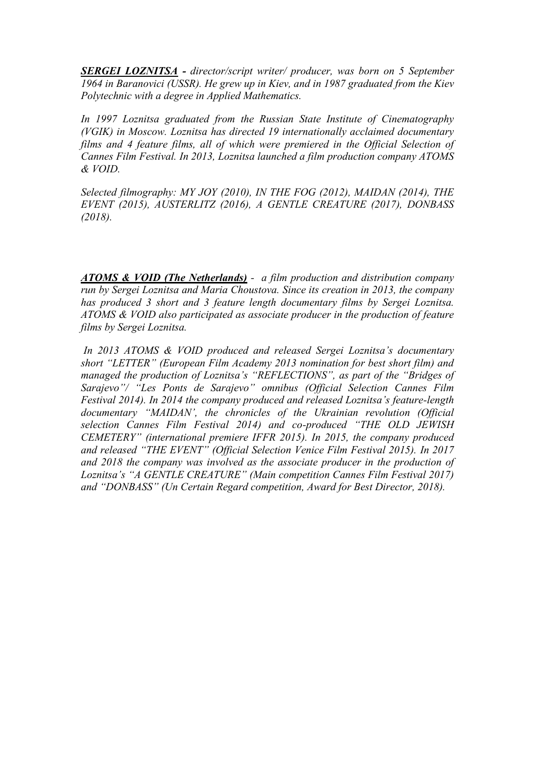***SERGEI LOZNITSA** - director/script writer/ producer, was born on 5 September 1964 in Baranovici (USSR). He grew up in Kiev, and in 1987 graduated from the Kiev Polytechnic with a degree in Applied Mathematics.*

*In 1997 Loznitsa graduated from the Russian State Institute of Cinematography (VGIK) in Moscow. Loznitsa has directed 19 internationally acclaimed documentary films and 4 feature films, all of which were premiered in the Official Selection of Cannes Film Festival. In 2013, Loznitsa launched a film production company ATOMS & VOID.*

*Selected filmography: MY JOY (2010), IN THE FOG (2012), MAIDAN (2014), THE EVENT (2015), AUSTERLITZ (2016), A GENTLE CREATURE (2017), DONBASS (2018).*

***ATOMS & VOID (The Netherlands)** - a film production and distribution company run by Sergei Loznitsa and Maria Choustova. Since its creation in 2013, the company has produced 3 short and 3 feature length documentary films by Sergei Loznitsa. ATOMS & VOID also participated as associate producer in the production of feature films by Sergei Loznitsa.*

*In 2013 ATOMS & VOID produced and released Sergei Loznitsa's documentary short "LETTER" (European Film Academy 2013 nomination for best short film) and managed the production of Loznitsa's "REFLECTIONS", as part of the "Bridges of Sarajevo"/ "Les Ponts de Sarajevo" omnibus (Official Selection Cannes Film Festival 2014). In 2014 the company produced and released Loznitsa's feature-length documentary "MAIDAN', the chronicles of the Ukrainian revolution (Official selection Cannes Film Festival 2014) and co-produced "THE OLD JEWISH CEMETERY" (international premiere IFFR 2015). In 2015, the company produced and released "THE EVENT" (Official Selection Venice Film Festival 2015). In 2017 and 2018 the company was involved as the associate producer in the production of Loznitsa's "A GENTLE CREATURE" (Main competition Cannes Film Festival 2017) and "DONBASS" (Un Certain Regard competition, Award for Best Director, 2018).*